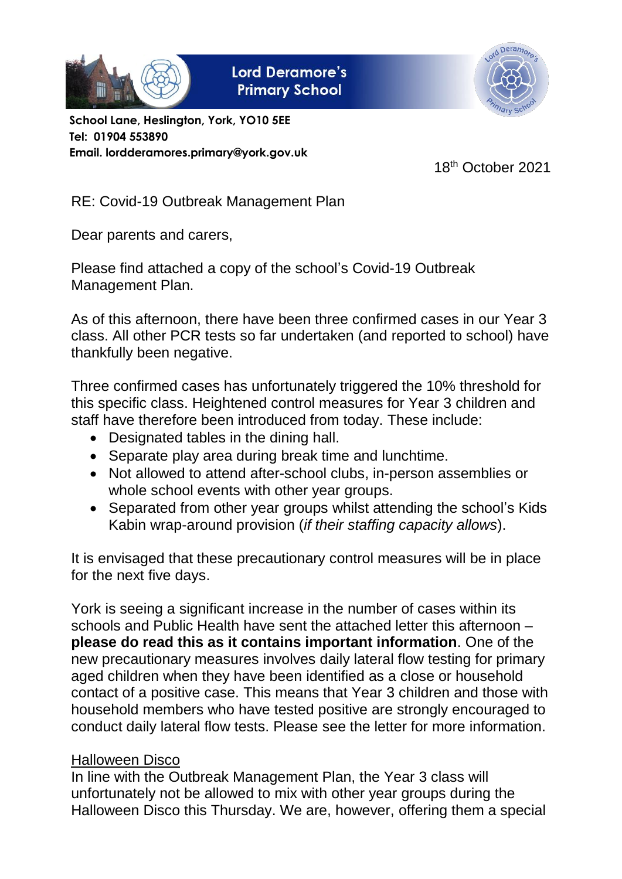**Lord Deramore's Primary School**

**School Lane, Heslington, York, YO10 5EE**
**Tel: 01904 553890**
**Email. lordderamores.primary@york.gov.uk**

18th October 2021

RE: Covid-19 Outbreak Management Plan

Dear parents and carers,

Please find attached a copy of the school's Covid-19 Outbreak Management Plan.

As of this afternoon, there have been three confirmed cases in our Year 3 class. All other PCR tests so far undertaken (and reported to school) have thankfully been negative.

Three confirmed cases has unfortunately triggered the 10% threshold for this specific class. Heightened control measures for Year 3 children and staff have therefore been introduced from today. These include:

- Designated tables in the dining hall.
- Separate play area during break time and lunchtime.
- Not allowed to attend after-school clubs, in-person assemblies or whole school events with other year groups.
- Separated from other year groups whilst attending the school's Kids Kabin wrap-around provision (*if their staffing capacity allows*).

It is envisaged that these precautionary control measures will be in place for the next five days.

York is seeing a significant increase in the number of cases within its schools and Public Health have sent the attached letter this afternoon – **please do read this as it contains important information**. One of the new precautionary measures involves daily lateral flow testing for primary aged children when they have been identified as a close or household contact of a positive case. This means that Year 3 children and those with household members who have tested positive are strongly encouraged to conduct daily lateral flow tests. Please see the letter for more information.

<u>Halloween Disco</u>

In line with the Outbreak Management Plan, the Year 3 class will unfortunately not be allowed to mix with other year groups during the Halloween Disco this Thursday. We are, however, offering them a special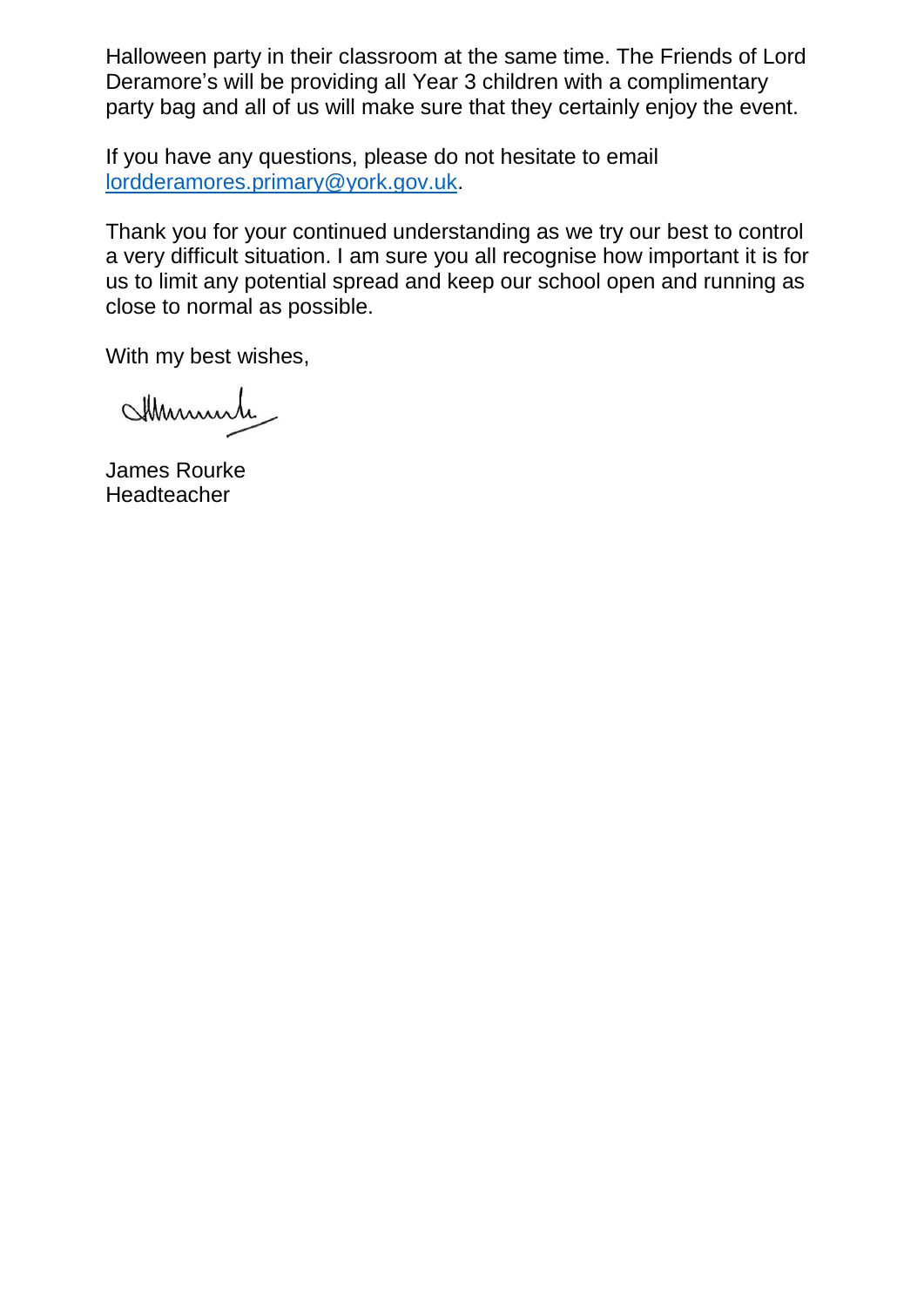Halloween party in their classroom at the same time. The Friends of Lord Deramore's will be providing all Year 3 children with a complimentary party bag and all of us will make sure that they certainly enjoy the event.

If you have any questions, please do not hesitate to email lordderamores.primary@york.gov.uk.

Thank you for your continued understanding as we try our best to control a very difficult situation. I am sure you all recognise how important it is for us to limit any potential spread and keep our school open and running as close to normal as possible.

With my best wishes,

James Rourke
Headteacher